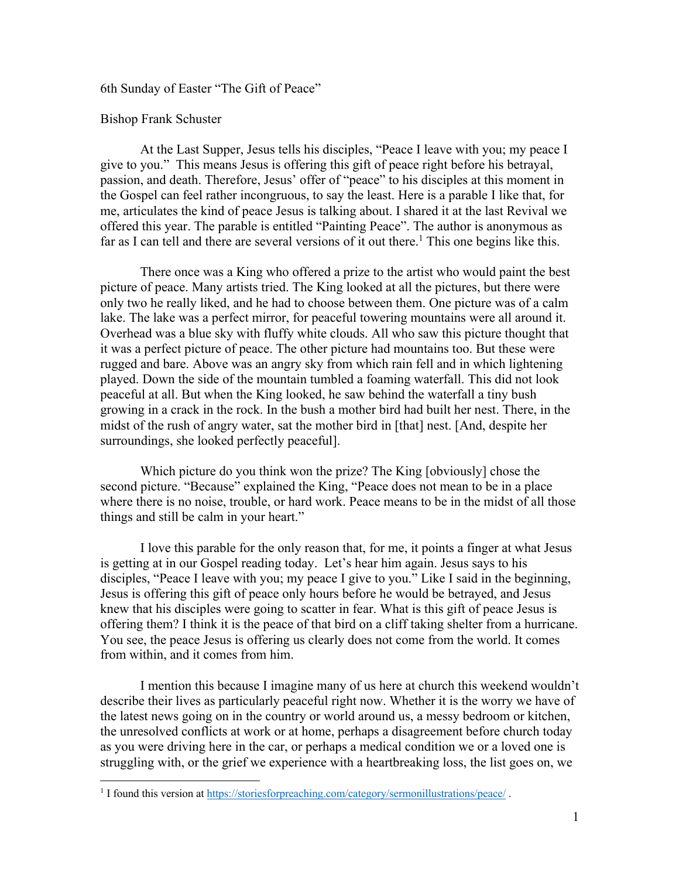6th Sunday of Easter "The Gift of Peace"

Bishop Frank Schuster

At the Last Supper, Jesus tells his disciples, "Peace I leave with you; my peace I give to you." This means Jesus is offering this gift of peace right before his betrayal, passion, and death. Therefore, Jesus' offer of "peace" to his disciples at this moment in the Gospel can feel rather incongruous, to say the least. Here is a parable I like that, for me, articulates the kind of peace Jesus is talking about. I shared it at the last Revival we offered this year. The parable is entitled "Painting Peace". The author is anonymous as far as I can tell and there are several versions of it out there.[1] This one begins like this.

There once was a King who offered a prize to the artist who would paint the best picture of peace. Many artists tried. The King looked at all the pictures, but there were only two he really liked, and he had to choose between them. One picture was of a calm lake. The lake was a perfect mirror, for peaceful towering mountains were all around it. Overhead was a blue sky with fluffy white clouds. All who saw this picture thought that it was a perfect picture of peace. The other picture had mountains too. But these were rugged and bare. Above was an angry sky from which rain fell and in which lightening played. Down the side of the mountain tumbled a foaming waterfall. This did not look peaceful at all. But when the King looked, he saw behind the waterfall a tiny bush growing in a crack in the rock. In the bush a mother bird had built her nest. There, in the midst of the rush of angry water, sat the mother bird in [that] nest. [And, despite her surroundings, she looked perfectly peaceful].

Which picture do you think won the prize? The King [obviously] chose the second picture. "Because" explained the King, "Peace does not mean to be in a place where there is no noise, trouble, or hard work. Peace means to be in the midst of all those things and still be calm in your heart."

I love this parable for the only reason that, for me, it points a finger at what Jesus is getting at in our Gospel reading today. Let's hear him again. Jesus says to his disciples, "Peace I leave with you; my peace I give to you." Like I said in the beginning, Jesus is offering this gift of peace only hours before he would be betrayed, and Jesus knew that his disciples were going to scatter in fear. What is this gift of peace Jesus is offering them? I think it is the peace of that bird on a cliff taking shelter from a hurricane. You see, the peace Jesus is offering us clearly does not come from the world. It comes from within, and it comes from him.

I mention this because I imagine many of us here at church this weekend wouldn't describe their lives as particularly peaceful right now. Whether it is the worry we have of the latest news going on in the country or world around us, a messy bedroom or kitchen, the unresolved conflicts at work or at home, perhaps a disagreement before church today as you were driving here in the car, or perhaps a medical condition we or a loved one is struggling with, or the grief we experience with a heartbreaking loss, the list goes on, we

[1] I found this version at https://storiesforpreaching.com/category/sermonillustrations/peace/ .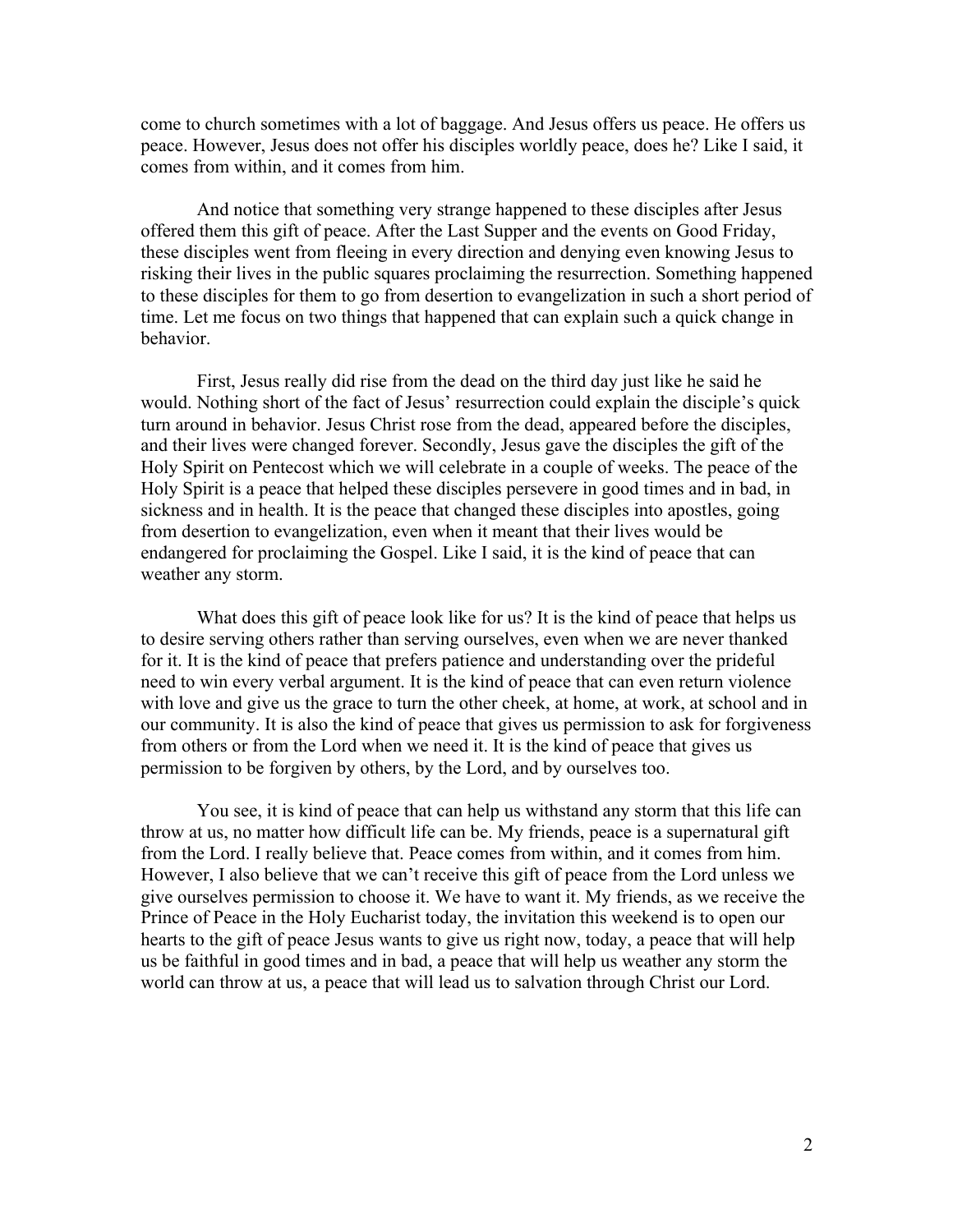come to church sometimes with a lot of baggage. And Jesus offers us peace. He offers us peace. However, Jesus does not offer his disciples worldly peace, does he? Like I said, it comes from within, and it comes from him.

And notice that something very strange happened to these disciples after Jesus offered them this gift of peace. After the Last Supper and the events on Good Friday, these disciples went from fleeing in every direction and denying even knowing Jesus to risking their lives in the public squares proclaiming the resurrection. Something happened to these disciples for them to go from desertion to evangelization in such a short period of time. Let me focus on two things that happened that can explain such a quick change in behavior.

First, Jesus really did rise from the dead on the third day just like he said he would. Nothing short of the fact of Jesus' resurrection could explain the disciple's quick turn around in behavior. Jesus Christ rose from the dead, appeared before the disciples, and their lives were changed forever. Secondly, Jesus gave the disciples the gift of the Holy Spirit on Pentecost which we will celebrate in a couple of weeks. The peace of the Holy Spirit is a peace that helped these disciples persevere in good times and in bad, in sickness and in health. It is the peace that changed these disciples into apostles, going from desertion to evangelization, even when it meant that their lives would be endangered for proclaiming the Gospel. Like I said, it is the kind of peace that can weather any storm.

What does this gift of peace look like for us? It is the kind of peace that helps us to desire serving others rather than serving ourselves, even when we are never thanked for it. It is the kind of peace that prefers patience and understanding over the prideful need to win every verbal argument. It is the kind of peace that can even return violence with love and give us the grace to turn the other cheek, at home, at work, at school and in our community. It is also the kind of peace that gives us permission to ask for forgiveness from others or from the Lord when we need it. It is the kind of peace that gives us permission to be forgiven by others, by the Lord, and by ourselves too.

You see, it is kind of peace that can help us withstand any storm that this life can throw at us, no matter how difficult life can be. My friends, peace is a supernatural gift from the Lord. I really believe that. Peace comes from within, and it comes from him. However, I also believe that we can't receive this gift of peace from the Lord unless we give ourselves permission to choose it. We have to want it. My friends, as we receive the Prince of Peace in the Holy Eucharist today, the invitation this weekend is to open our hearts to the gift of peace Jesus wants to give us right now, today, a peace that will help us be faithful in good times and in bad, a peace that will help us weather any storm the world can throw at us, a peace that will lead us to salvation through Christ our Lord.